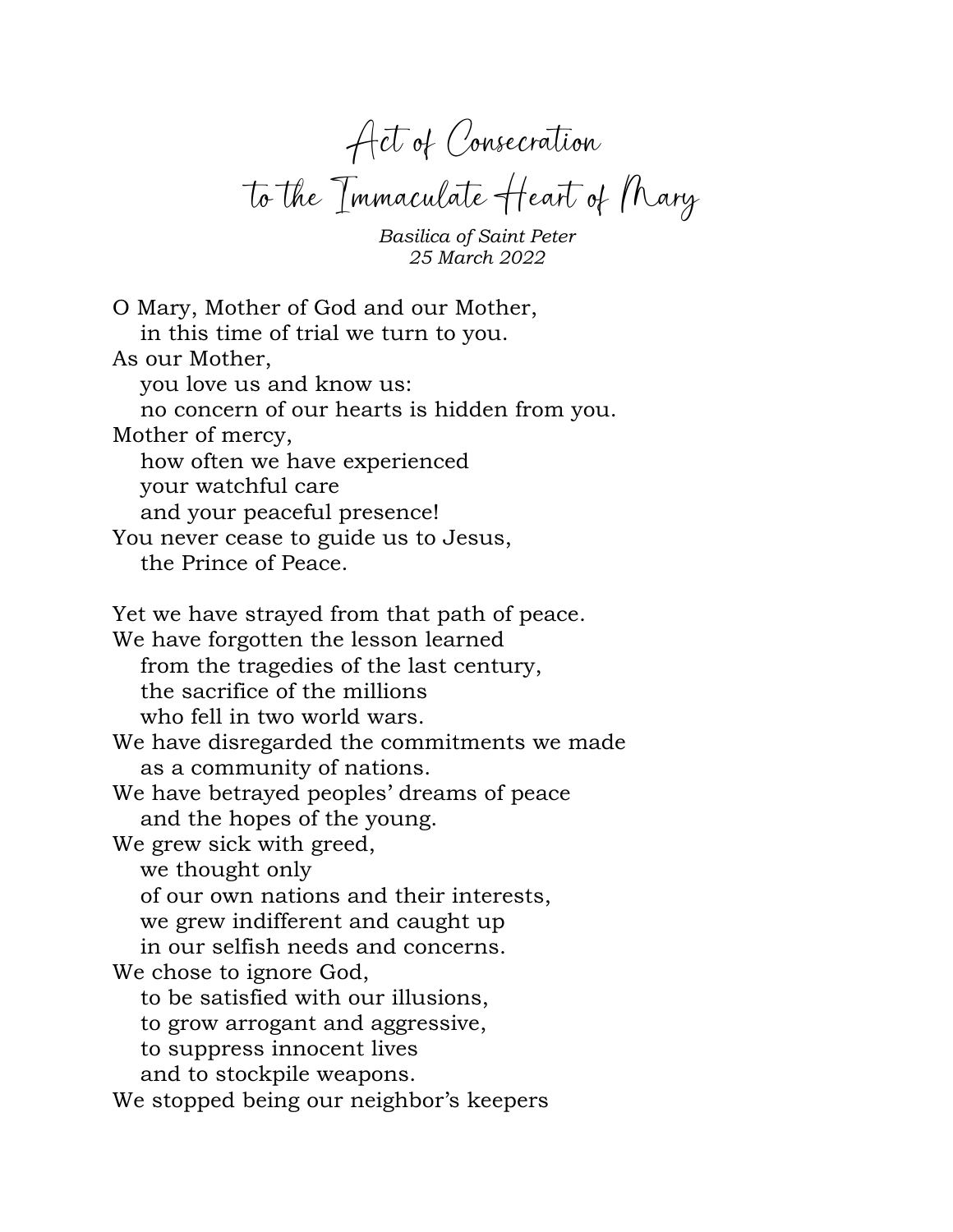# Act of Consecration
# to the Immaculate Heart of Mary

*Basilica of Saint Peter*
*25 March 2022*

O Mary, Mother of God and our Mother,
in this time of trial we turn to you.
As our Mother,
you love us and know us:
no concern of our hearts is hidden from you.
Mother of mercy,
how often we have experienced
your watchful care
and your peaceful presence!
You never cease to guide us to Jesus,
the Prince of Peace.

Yet we have strayed from that path of peace.
We have forgotten the lesson learned
from the tragedies of the last century,
the sacrifice of the millions
who fell in two world wars.
We have disregarded the commitments we made
as a community of nations.
We have betrayed peoples' dreams of peace
and the hopes of the young.
We grew sick with greed,
we thought only
of our own nations and their interests,
we grew indifferent and caught up
in our selfish needs and concerns.
We chose to ignore God,
to be satisfied with our illusions,
to grow arrogant and aggressive,
to suppress innocent lives
and to stockpile weapons.
We stopped being our neighbor's keepers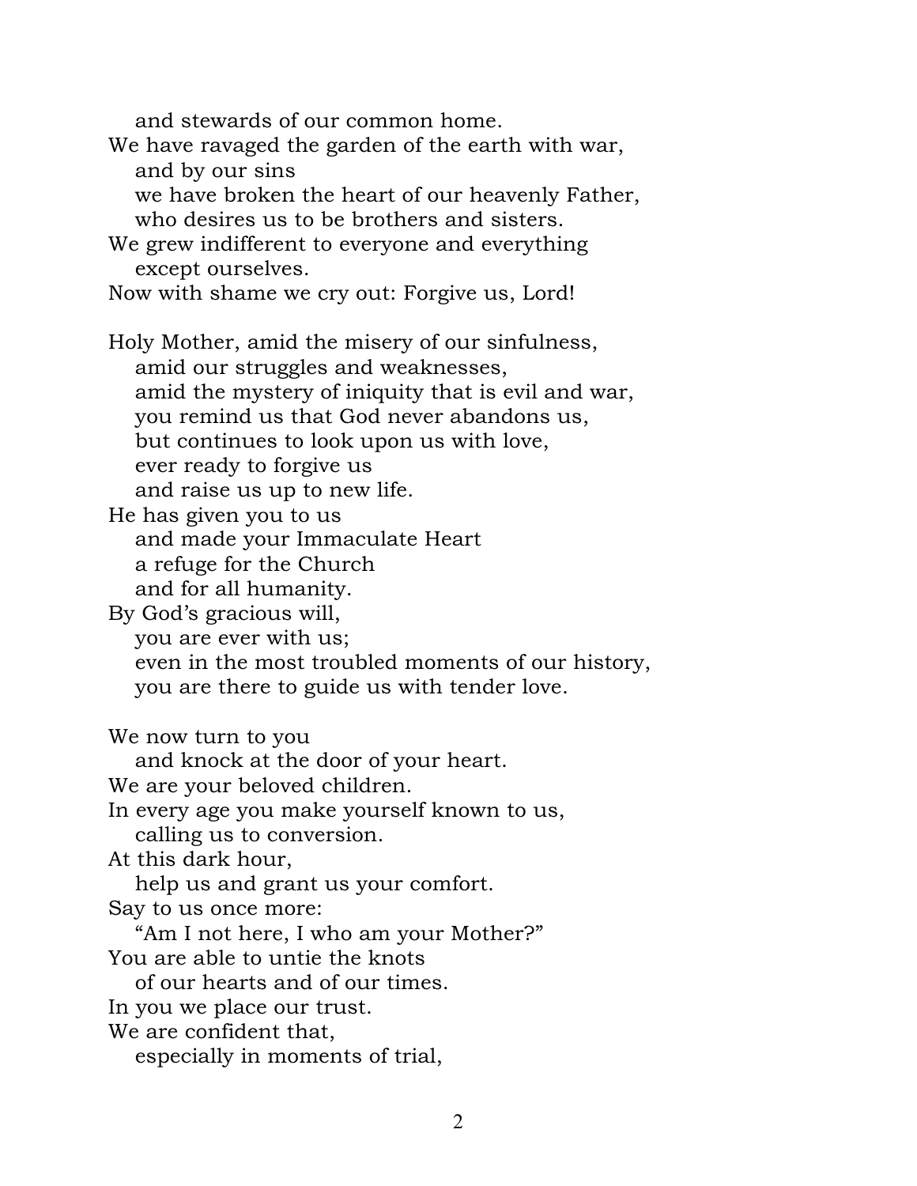and stewards of our common home.  
We have ravaged the garden of the earth with war,  
and by our sins  
we have broken the heart of our heavenly Father,  
who desires us to be brothers and sisters.  
We grew indifferent to everyone and everything  
except ourselves.  
Now with shame we cry out: Forgive us, Lord!

Holy Mother, amid the misery of our sinfulness,  
amid our struggles and weaknesses,  
amid the mystery of iniquity that is evil and war,  
you remind us that God never abandons us,  
but continues to look upon us with love,  
ever ready to forgive us  
and raise us up to new life.  
He has given you to us  
and made your Immaculate Heart  
a refuge for the Church  
and for all humanity.  
By God's gracious will,  
you are ever with us;  
even in the most troubled moments of our history,  
you are there to guide us with tender love.

We now turn to you  
and knock at the door of your heart.  
We are your beloved children.  
In every age you make yourself known to us,  
calling us to conversion.  
At this dark hour,  
help us and grant us your comfort.  
Say to us once more:  
"Am I not here, I who am your Mother?"  
You are able to untie the knots  
of our hearts and of our times.  
In you we place our trust.  
We are confident that,  
especially in moments of trial,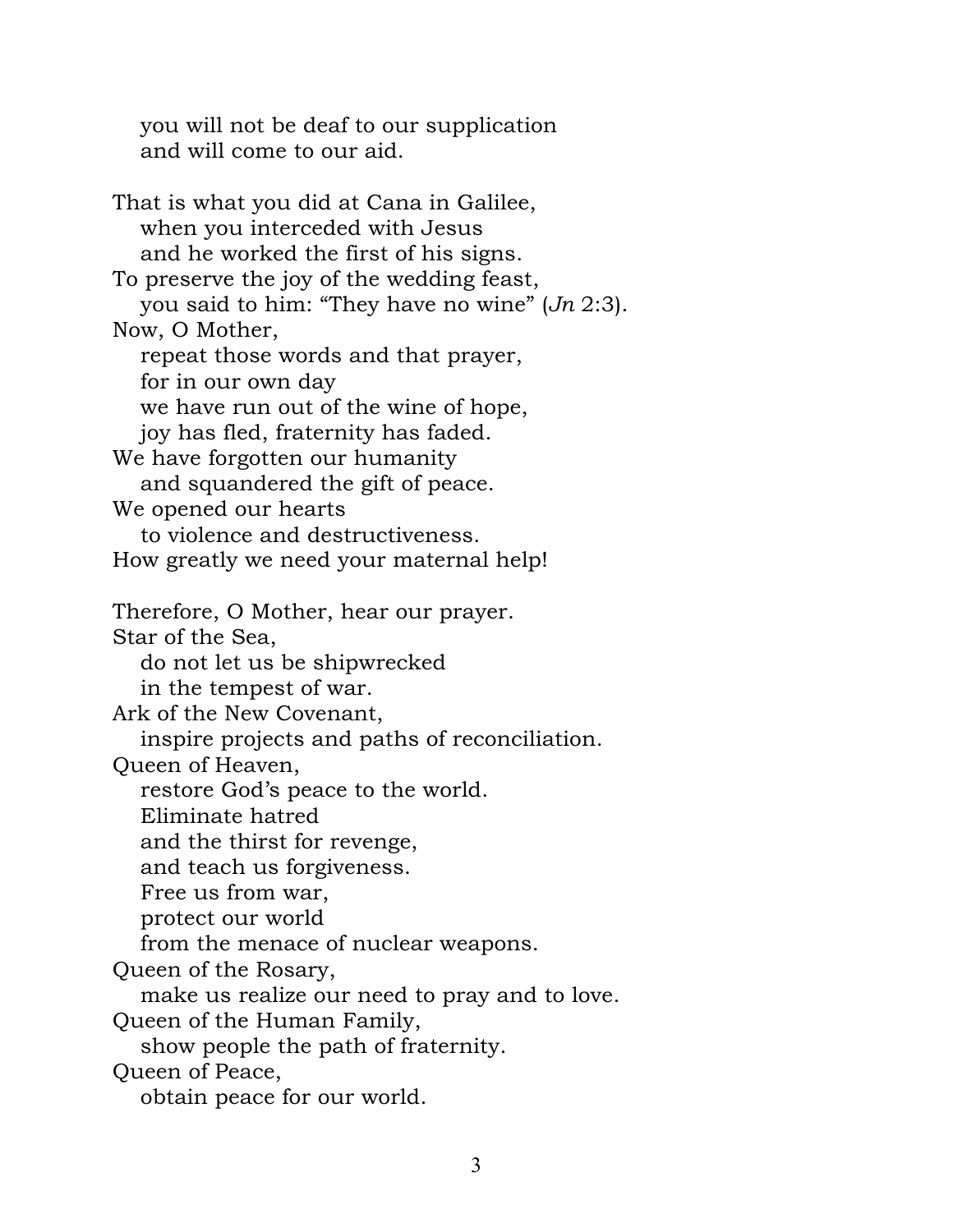you will not be deaf to our supplication
and will come to our aid.

That is what you did at Cana in Galilee,
when you interceded with Jesus
and he worked the first of his signs.
To preserve the joy of the wedding feast,
you said to him: "They have no wine" (*Jn* 2:3).
Now, O Mother,
repeat those words and that prayer,
for in our own day
we have run out of the wine of hope,
joy has fled, fraternity has faded.
We have forgotten our humanity
and squandered the gift of peace.
We opened our hearts
to violence and destructiveness.
How greatly we need your maternal help!

Therefore, O Mother, hear our prayer.
Star of the Sea,
do not let us be shipwrecked
in the tempest of war.
Ark of the New Covenant,
inspire projects and paths of reconciliation.
Queen of Heaven,
restore God's peace to the world.
Eliminate hatred
and the thirst for revenge,
and teach us forgiveness.
Free us from war,
protect our world
from the menace of nuclear weapons.
Queen of the Rosary,
make us realize our need to pray and to love.
Queen of the Human Family,
show people the path of fraternity.
Queen of Peace,
obtain peace for our world.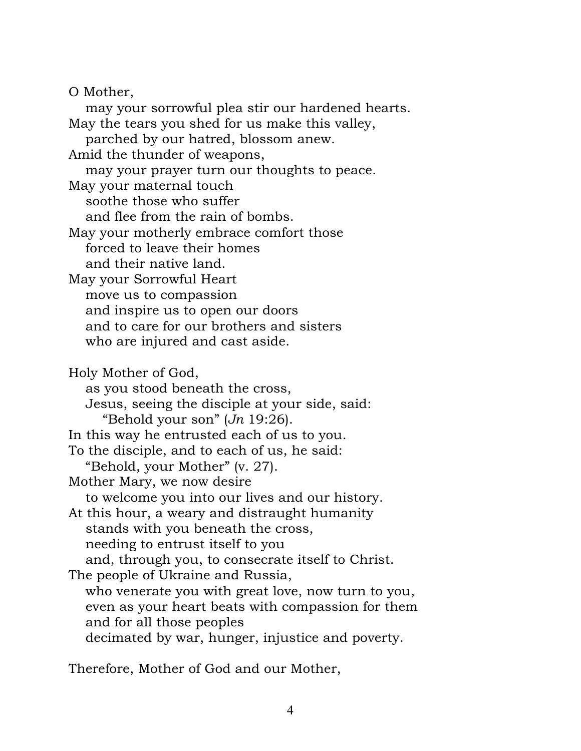O Mother,
may your sorrowful plea stir our hardened hearts.
May the tears you shed for us make this valley,
parched by our hatred, blossom anew.
Amid the thunder of weapons,
may your prayer turn our thoughts to peace.
May your maternal touch
soothe those who suffer
and flee from the rain of bombs.
May your motherly embrace comfort those
forced to leave their homes
and their native land.
May your Sorrowful Heart
move us to compassion
and inspire us to open our doors
and to care for our brothers and sisters
who are injured and cast aside.

Holy Mother of God,
as you stood beneath the cross,
Jesus, seeing the disciple at your side, said:
"Behold your son" (*Jn* 19:26).
In this way he entrusted each of us to you.
To the disciple, and to each of us, he said:
"Behold, your Mother" (v. 27).
Mother Mary, we now desire
to welcome you into our lives and our history.
At this hour, a weary and distraught humanity
stands with you beneath the cross,
needing to entrust itself to you
and, through you, to consecrate itself to Christ.
The people of Ukraine and Russia,
who venerate you with great love, now turn to you,
even as your heart beats with compassion for them
and for all those peoples
decimated by war, hunger, injustice and poverty.

Therefore, Mother of God and our Mother,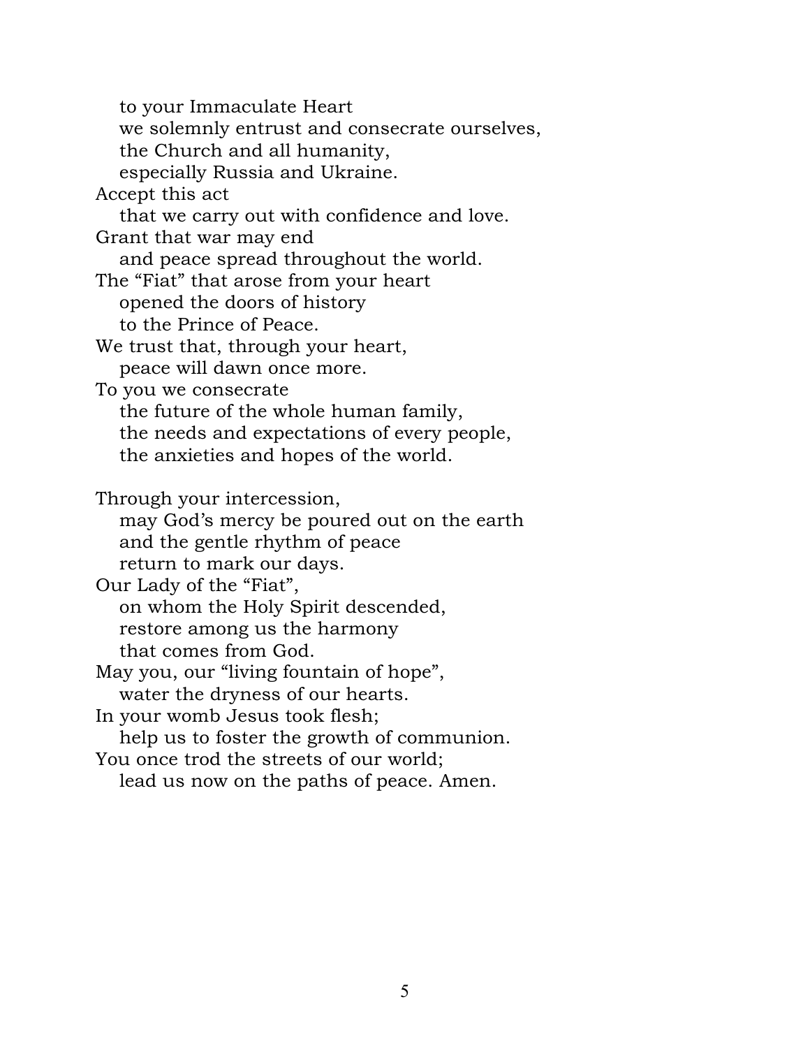to your Immaculate Heart
we solemnly entrust and consecrate ourselves,
the Church and all humanity,
especially Russia and Ukraine.
Accept this act
that we carry out with confidence and love.
Grant that war may end
and peace spread throughout the world.
The "Fiat" that arose from your heart
opened the doors of history
to the Prince of Peace.
We trust that, through your heart,
peace will dawn once more.
To you we consecrate
the future of the whole human family,
the needs and expectations of every people,
the anxieties and hopes of the world.

Through your intercession,
may God's mercy be poured out on the earth
and the gentle rhythm of peace
return to mark our days.
Our Lady of the "Fiat",
on whom the Holy Spirit descended,
restore among us the harmony
that comes from God.
May you, our "living fountain of hope",
water the dryness of our hearts.
In your womb Jesus took flesh;
help us to foster the growth of communion.
You once trod the streets of our world;
lead us now on the paths of peace. Amen.